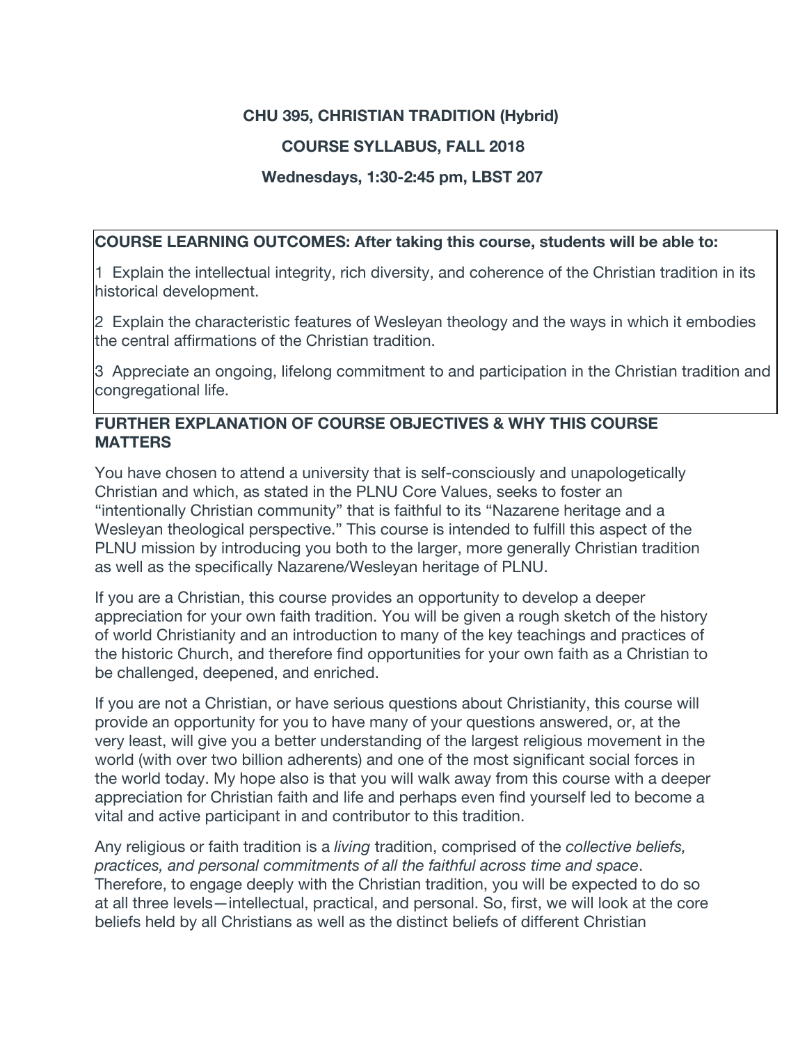**CHU 395, CHRISTIAN TRADITION (Hybrid)**

**COURSE SYLLABUS, FALL 2018**

**Wednesdays, 1:30-2:45 pm, LBST 207**

**COURSE LEARNING OUTCOMES: After taking this course, students will be able to:**

1 Explain the intellectual integrity, rich diversity, and coherence of the Christian tradition in its historical development.

2 Explain the characteristic features of Wesleyan theology and the ways in which it embodies the central affirmations of the Christian tradition.

3 Appreciate an ongoing, lifelong commitment to and participation in the Christian tradition and congregational life.

## FURTHER EXPLANATION OF COURSE OBJECTIVES & WHY THIS COURSE MATTERS

You have chosen to attend a university that is self-consciously and unapologetically Christian and which, as stated in the PLNU Core Values, seeks to foster an "intentionally Christian community" that is faithful to its "Nazarene heritage and a Wesleyan theological perspective." This course is intended to fulfill this aspect of the PLNU mission by introducing you both to the larger, more generally Christian tradition as well as the specifically Nazarene/Wesleyan heritage of PLNU.

If you are a Christian, this course provides an opportunity to develop a deeper appreciation for your own faith tradition. You will be given a rough sketch of the history of world Christianity and an introduction to many of the key teachings and practices of the historic Church, and therefore find opportunities for your own faith as a Christian to be challenged, deepened, and enriched.

If you are not a Christian, or have serious questions about Christianity, this course will provide an opportunity for you to have many of your questions answered, or, at the very least, will give you a better understanding of the largest religious movement in the world (with over two billion adherents) and one of the most significant social forces in the world today. My hope also is that you will walk away from this course with a deeper appreciation for Christian faith and life and perhaps even find yourself led to become a vital and active participant in and contributor to this tradition.

Any religious or faith tradition is a *living* tradition, comprised of the *collective beliefs, practices, and personal commitments of all the faithful across time and space*. Therefore, to engage deeply with the Christian tradition, you will be expected to do so at all three levels—intellectual, practical, and personal. So, first, we will look at the core beliefs held by all Christians as well as the distinct beliefs of different Christian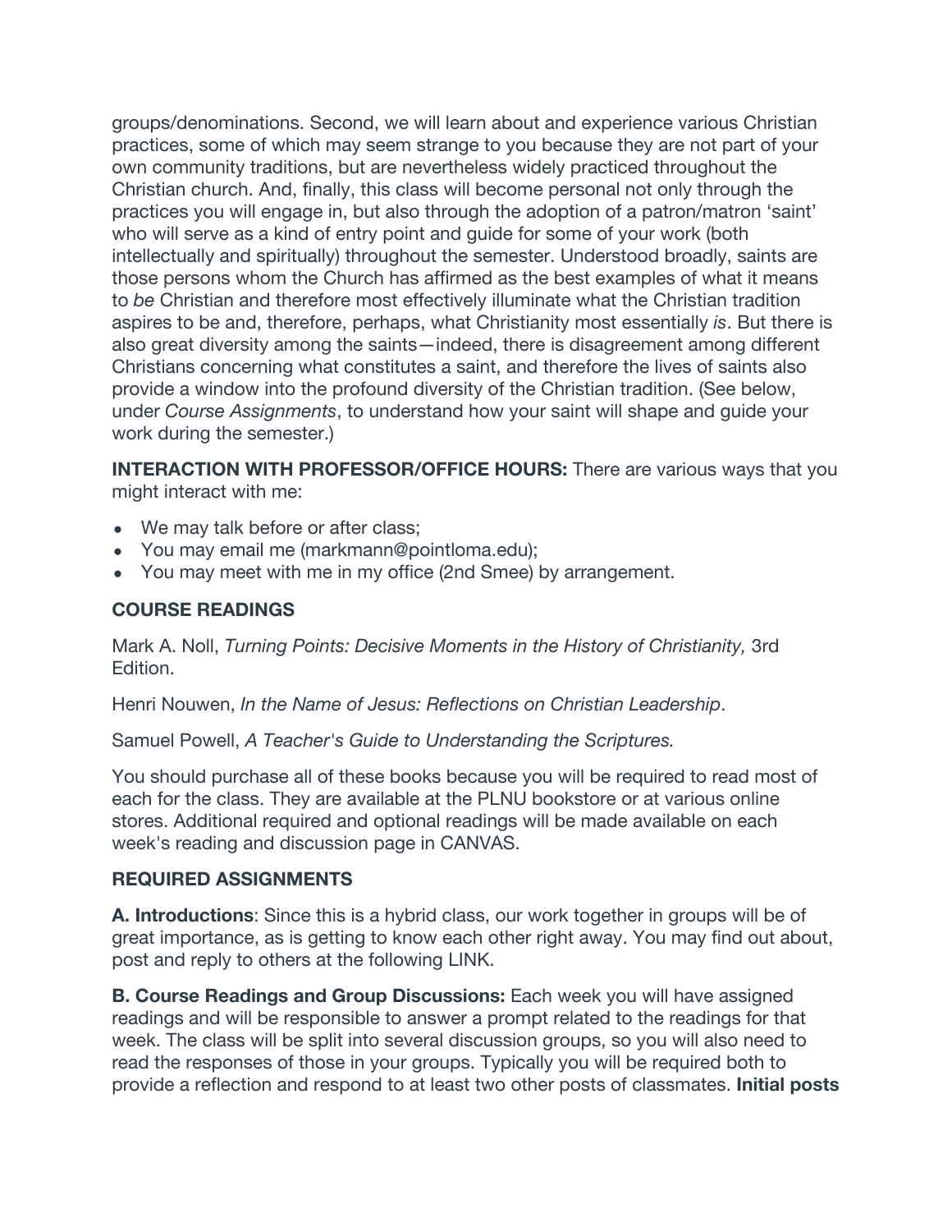groups/denominations. Second, we will learn about and experience various Christian practices, some of which may seem strange to you because they are not part of your own community traditions, but are nevertheless widely practiced throughout the Christian church. And, finally, this class will become personal not only through the practices you will engage in, but also through the adoption of a patron/matron 'saint' who will serve as a kind of entry point and guide for some of your work (both intellectually and spiritually) throughout the semester. Understood broadly, saints are those persons whom the Church has affirmed as the best examples of what it means to *be* Christian and therefore most effectively illuminate what the Christian tradition aspires to be and, therefore, perhaps, what Christianity most essentially *is*. But there is also great diversity among the saints—indeed, there is disagreement among different Christians concerning what constitutes a saint, and therefore the lives of saints also provide a window into the profound diversity of the Christian tradition. (See below, under *Course Assignments*, to understand how your saint will shape and guide your work during the semester.)

**INTERACTION WITH PROFESSOR/OFFICE HOURS:** There are various ways that you might interact with me:

- We may talk before or after class;
- You may email me (markmann@pointloma.edu);
- You may meet with me in my office (2nd Smee) by arrangement.

## COURSE READINGS

Mark A. Noll, *Turning Points: Decisive Moments in the History of Christianity,* 3rd Edition.

Henri Nouwen, *In the Name of Jesus: Reflections on Christian Leadership*.

Samuel Powell, *A Teacher's Guide to Understanding the Scriptures.*

You should purchase all of these books because you will be required to read most of each for the class. They are available at the PLNU bookstore or at various online stores. Additional required and optional readings will be made available on each week's reading and discussion page in CANVAS.

## REQUIRED ASSIGNMENTS

**A. Introductions**: Since this is a hybrid class, our work together in groups will be of great importance, as is getting to know each other right away. You may find out about, post and reply to others at the following LINK.

**B. Course Readings and Group Discussions:** Each week you will have assigned readings and will be responsible to answer a prompt related to the readings for that week. The class will be split into several discussion groups, so you will also need to read the responses of those in your groups. Typically you will be required both to provide a reflection and respond to at least two other posts of classmates. **Initial posts**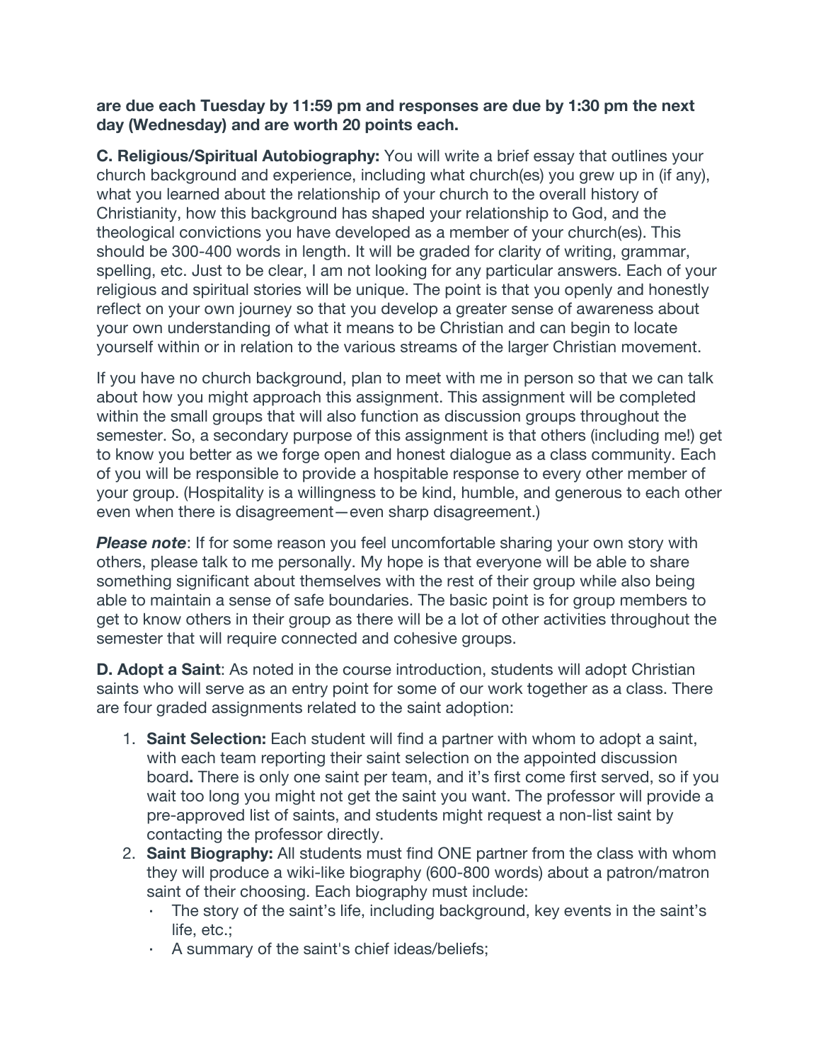**are due each Tuesday by 11:59 pm and responses are due by 1:30 pm the next day (Wednesday) and are worth 20 points each.**

**C. Religious/Spiritual Autobiography:** You will write a brief essay that outlines your church background and experience, including what church(es) you grew up in (if any), what you learned about the relationship of your church to the overall history of Christianity, how this background has shaped your relationship to God, and the theological convictions you have developed as a member of your church(es). This should be 300-400 words in length. It will be graded for clarity of writing, grammar, spelling, etc. Just to be clear, I am not looking for any particular answers. Each of your religious and spiritual stories will be unique. The point is that you openly and honestly reflect on your own journey so that you develop a greater sense of awareness about your own understanding of what it means to be Christian and can begin to locate yourself within or in relation to the various streams of the larger Christian movement.

If you have no church background, plan to meet with me in person so that we can talk about how you might approach this assignment. This assignment will be completed within the small groups that will also function as discussion groups throughout the semester. So, a secondary purpose of this assignment is that others (including me!) get to know you better as we forge open and honest dialogue as a class community. Each of you will be responsible to provide a hospitable response to every other member of your group. (Hospitality is a willingness to be kind, humble, and generous to each other even when there is disagreement—even sharp disagreement.)

***Please note***: If for some reason you feel uncomfortable sharing your own story with others, please talk to me personally. My hope is that everyone will be able to share something significant about themselves with the rest of their group while also being able to maintain a sense of safe boundaries. The basic point is for group members to get to know others in their group as there will be a lot of other activities throughout the semester that will require connected and cohesive groups.

**D. Adopt a Saint**: As noted in the course introduction, students will adopt Christian saints who will serve as an entry point for some of our work together as a class. There are four graded assignments related to the saint adoption:

1. **Saint Selection:** Each student will find a partner with whom to adopt a saint, with each team reporting their saint selection on the appointed discussion board**.** There is only one saint per team, and it's first come first served, so if you wait too long you might not get the saint you want. The professor will provide a pre-approved list of saints, and students might request a non-list saint by contacting the professor directly.
2. **Saint Biography:** All students must find ONE partner from the class with whom they will produce a wiki-like biography (600-800 words) about a patron/matron saint of their choosing. Each biography must include:
   - The story of the saint's life, including background, key events in the saint's life, etc.;
   - A summary of the saint's chief ideas/beliefs;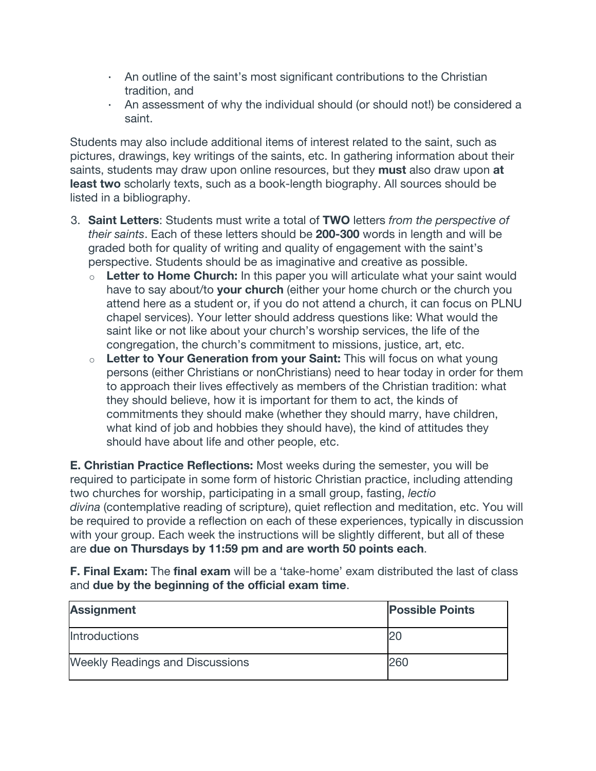- An outline of the saint's most significant contributions to the Christian tradition, and
- An assessment of why the individual should (or should not!) be considered a saint.

Students may also include additional items of interest related to the saint, such as pictures, drawings, key writings of the saints, etc. In gathering information about their saints, students may draw upon online resources, but they **must** also draw upon **at least two** scholarly texts, such as a book-length biography. All sources should be listed in a bibliography.

3. **Saint Letters**: Students must write a total of **TWO** letters *from the perspective of their saints*. Each of these letters should be **200-300** words in length and will be graded both for quality of writing and quality of engagement with the saint's perspective. Students should be as imaginative and creative as possible.
   - **Letter to Home Church:** In this paper you will articulate what your saint would have to say about/to **your church** (either your home church or the church you attend here as a student or, if you do not attend a church, it can focus on PLNU chapel services). Your letter should address questions like: What would the saint like or not like about your church's worship services, the life of the congregation, the church's commitment to missions, justice, art, etc.
   - **Letter to Your Generation from your Saint:** This will focus on what young persons (either Christians or nonChristians) need to hear today in order for them to approach their lives effectively as members of the Christian tradition: what they should believe, how it is important for them to act, the kinds of commitments they should make (whether they should marry, have children, what kind of job and hobbies they should have), the kind of attitudes they should have about life and other people, etc.

**E. Christian Practice Reflections:** Most weeks during the semester, you will be required to participate in some form of historic Christian practice, including attending two churches for worship, participating in a small group, fasting, *lectio divina* (contemplative reading of scripture), quiet reflection and meditation, etc. You will be required to provide a reflection on each of these experiences, typically in discussion with your group. Each week the instructions will be slightly different, but all of these are **due on Thursdays by 11:59 pm and are worth 50 points each**.

**F. Final Exam:** The **final exam** will be a 'take-home' exam distributed the last of class and **due by the beginning of the official exam time**.

| Assignment | Possible Points |
|---|---|
| Introductions | 20 |
| Weekly Readings and Discussions | 260 |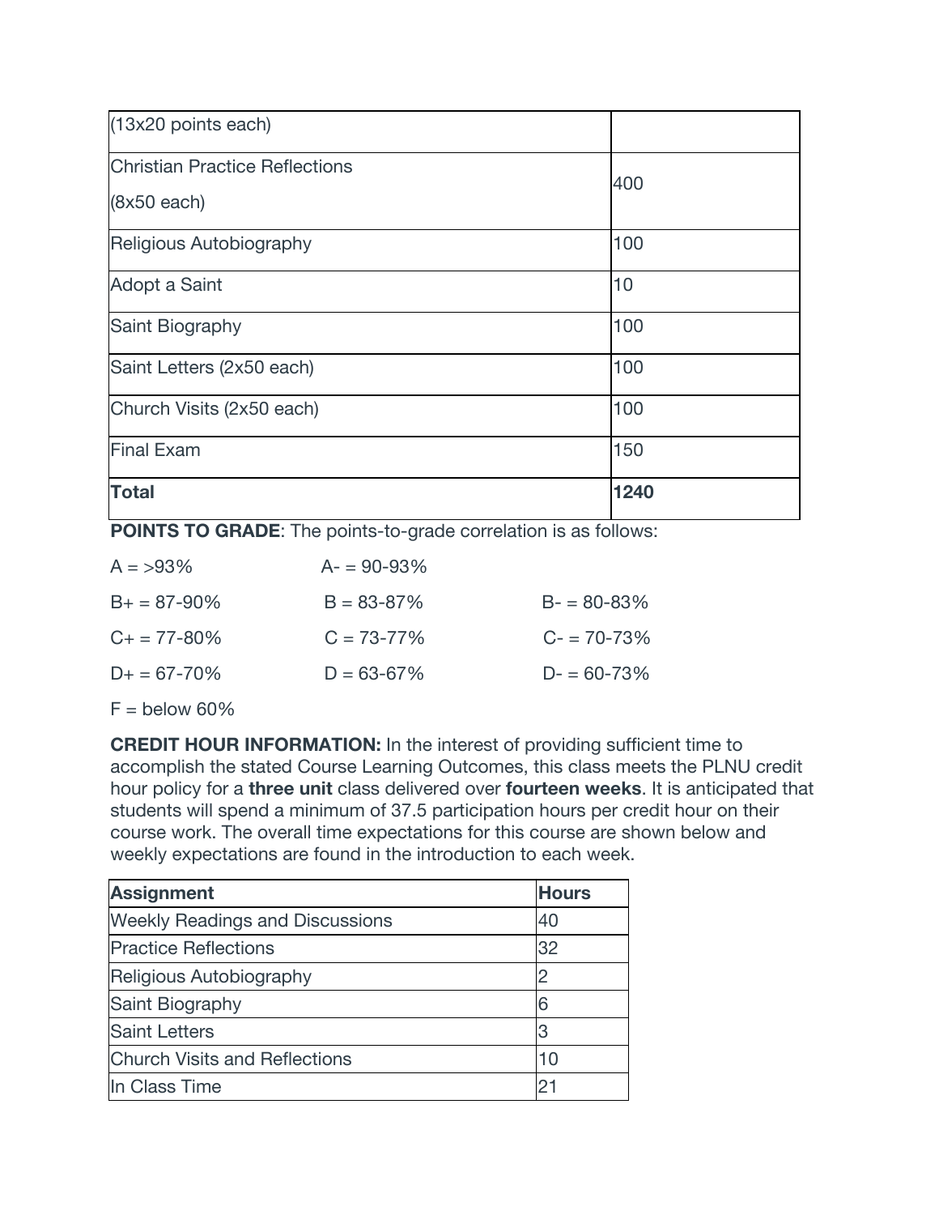| | |
|---|---|
| (13x20 points each) | |
| Christian Practice Reflections<br>(8x50 each) | 400 |
| Religious Autobiography | 100 |
| Adopt a Saint | 10 |
| Saint Biography | 100 |
| Saint Letters (2x50 each) | 100 |
| Church Visits (2x50 each) | 100 |
| Final Exam | 150 |
| **Total** | **1240** |

**POINTS TO GRADE**: The points-to-grade correlation is as follows:

| | | |
|---|---|---|
| A = >93% | A- = 90-93% | |
| B+ = 87-90% | B = 83-87% | B- = 80-83% |
| C+ = 77-80% | C = 73-77% | C- = 70-73% |
| D+ = 67-70% | D = 63-67% | D- = 60-73% |

F = below 60%

**CREDIT HOUR INFORMATION:** In the interest of providing sufficient time to accomplish the stated Course Learning Outcomes, this class meets the PLNU credit hour policy for a **three unit** class delivered over **fourteen weeks**. It is anticipated that students will spend a minimum of 37.5 participation hours per credit hour on their course work. The overall time expectations for this course are shown below and weekly expectations are found in the introduction to each week.

| **Assignment** | **Hours** |
|---|---|
| Weekly Readings and Discussions | 40 |
| Practice Reflections | 32 |
| Religious Autobiography | 2 |
| Saint Biography | 6 |
| Saint Letters | 3 |
| Church Visits and Reflections | 10 |
| In Class Time | 21 |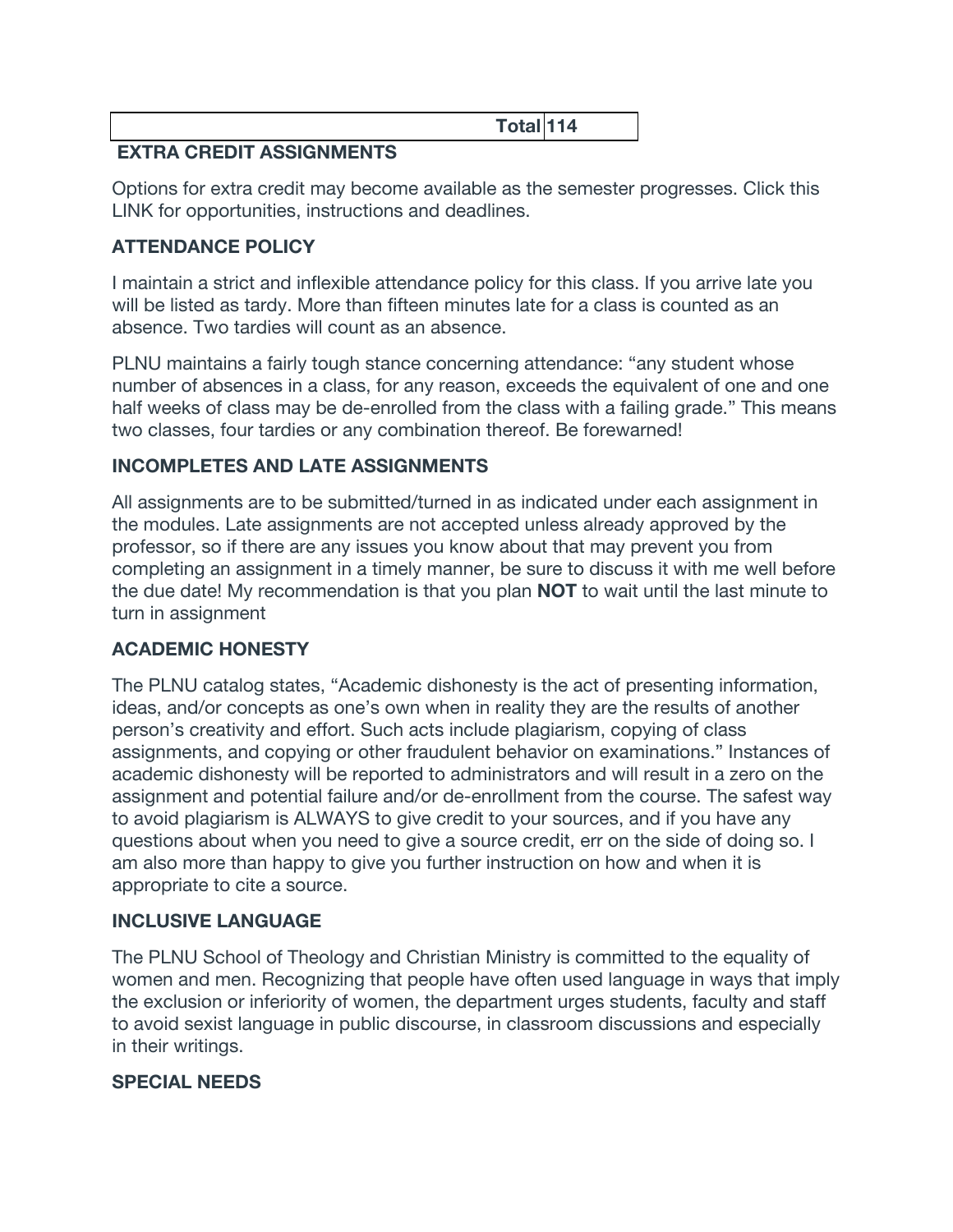| | Total | 114 |
|---|---|---|

**EXTRA CREDIT ASSIGNMENTS**

Options for extra credit may become available as the semester progresses. Click this LINK for opportunities, instructions and deadlines.

**ATTENDANCE POLICY**

I maintain a strict and inflexible attendance policy for this class. If you arrive late you will be listed as tardy. More than fifteen minutes late for a class is counted as an absence. Two tardies will count as an absence.

PLNU maintains a fairly tough stance concerning attendance: "any student whose number of absences in a class, for any reason, exceeds the equivalent of one and one half weeks of class may be de-enrolled from the class with a failing grade." This means two classes, four tardies or any combination thereof. Be forewarned!

**INCOMPLETES AND LATE ASSIGNMENTS**

All assignments are to be submitted/turned in as indicated under each assignment in the modules. Late assignments are not accepted unless already approved by the professor, so if there are any issues you know about that may prevent you from completing an assignment in a timely manner, be sure to discuss it with me well before the due date! My recommendation is that you plan **NOT** to wait until the last minute to turn in assignment

**ACADEMIC HONESTY**

The PLNU catalog states, "Academic dishonesty is the act of presenting information, ideas, and/or concepts as one's own when in reality they are the results of another person's creativity and effort. Such acts include plagiarism, copying of class assignments, and copying or other fraudulent behavior on examinations." Instances of academic dishonesty will be reported to administrators and will result in a zero on the assignment and potential failure and/or de-enrollment from the course. The safest way to avoid plagiarism is ALWAYS to give credit to your sources, and if you have any questions about when you need to give a source credit, err on the side of doing so. I am also more than happy to give you further instruction on how and when it is appropriate to cite a source.

**INCLUSIVE LANGUAGE**

The PLNU School of Theology and Christian Ministry is committed to the equality of women and men. Recognizing that people have often used language in ways that imply the exclusion or inferiority of women, the department urges students, faculty and staff to avoid sexist language in public discourse, in classroom discussions and especially in their writings.

**SPECIAL NEEDS**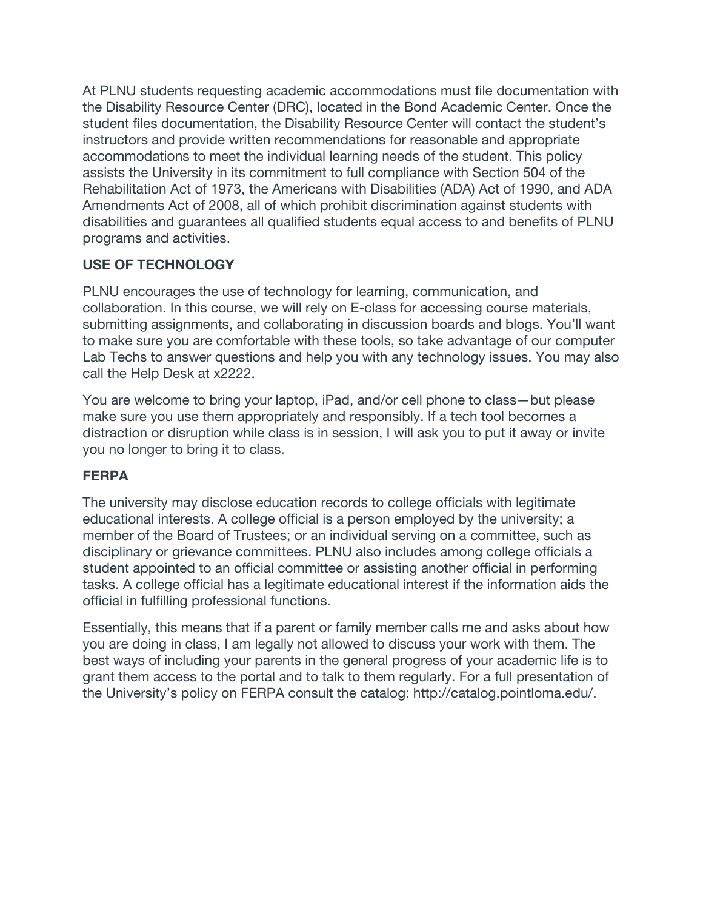At PLNU students requesting academic accommodations must file documentation with the Disability Resource Center (DRC), located in the Bond Academic Center. Once the student files documentation, the Disability Resource Center will contact the student's instructors and provide written recommendations for reasonable and appropriate accommodations to meet the individual learning needs of the student. This policy assists the University in its commitment to full compliance with Section 504 of the Rehabilitation Act of 1973, the Americans with Disabilities (ADA) Act of 1990, and ADA Amendments Act of 2008, all of which prohibit discrimination against students with disabilities and guarantees all qualified students equal access to and benefits of PLNU programs and activities.

**USE OF TECHNOLOGY**

PLNU encourages the use of technology for learning, communication, and collaboration. In this course, we will rely on E-class for accessing course materials, submitting assignments, and collaborating in discussion boards and blogs. You'll want to make sure you are comfortable with these tools, so take advantage of our computer Lab Techs to answer questions and help you with any technology issues. You may also call the Help Desk at x2222.

You are welcome to bring your laptop, iPad, and/or cell phone to class—but please make sure you use them appropriately and responsibly. If a tech tool becomes a distraction or disruption while class is in session, I will ask you to put it away or invite you no longer to bring it to class.

**FERPA**

The university may disclose education records to college officials with legitimate educational interests. A college official is a person employed by the university; a member of the Board of Trustees; or an individual serving on a committee, such as disciplinary or grievance committees. PLNU also includes among college officials a student appointed to an official committee or assisting another official in performing tasks. A college official has a legitimate educational interest if the information aids the official in fulfilling professional functions.

Essentially, this means that if a parent or family member calls me and asks about how you are doing in class, I am legally not allowed to discuss your work with them. The best ways of including your parents in the general progress of your academic life is to grant them access to the portal and to talk to them regularly. For a full presentation of the University's policy on FERPA consult the catalog: http://catalog.pointloma.edu/.